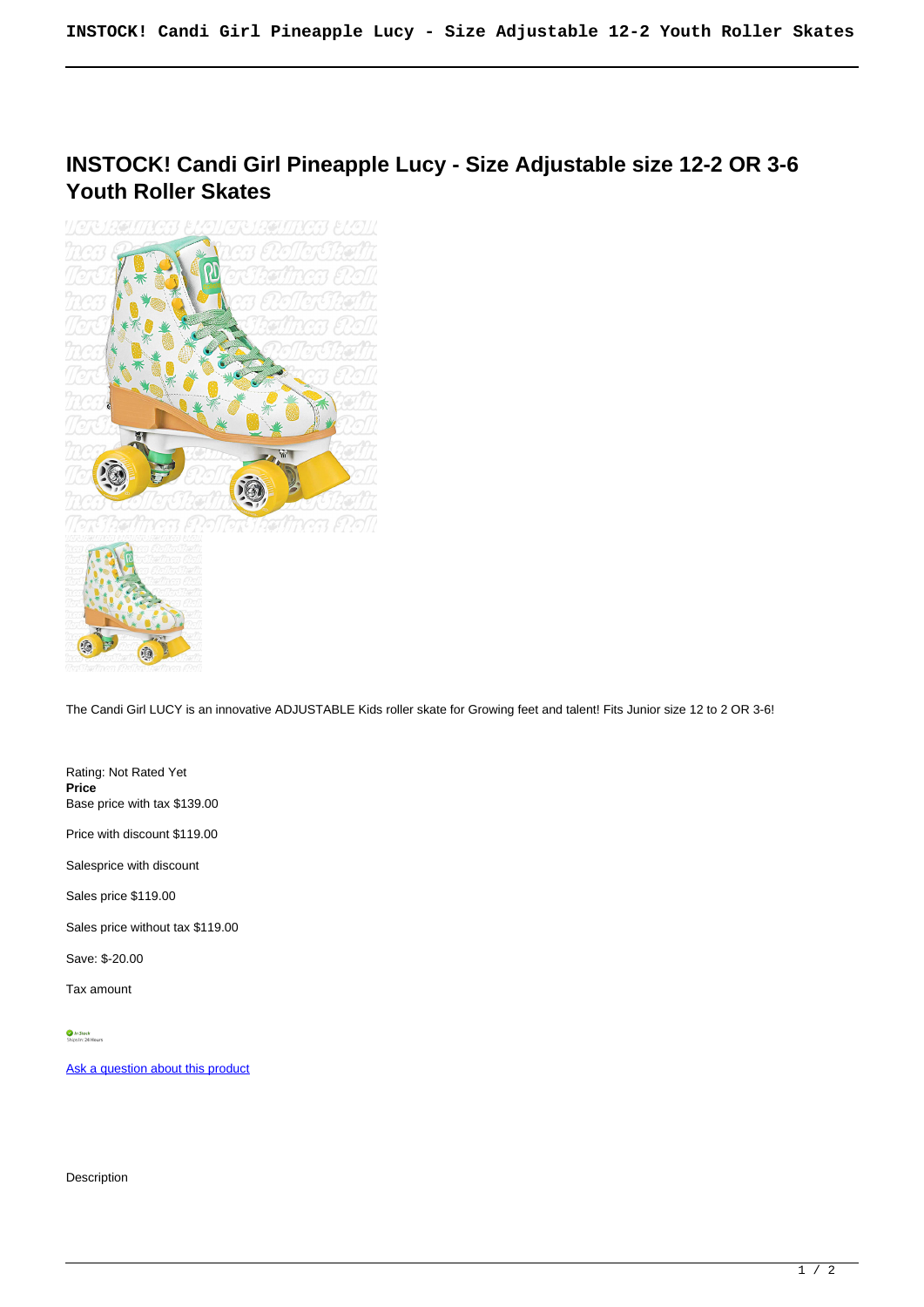# INSTOCK! Candi Girl Pineapple Lucy - Size Adjustable size 12-2 OR 3-6 Youth Roller Skates

The Candi Girl LUCY is an innovative ADJUSTABLE Kids roller skate for Growing feet and talent! Fits Junior size 12 to 2 OR 3-6!

Rating: Not Rated Yet
**Price**
Base price with tax $139.00

Price with discount $119.00

Salesprice with discount

Sales price $119.00

Sales price without tax $119.00

Save: $-20.00

Tax amount

Ask a question about this product

Description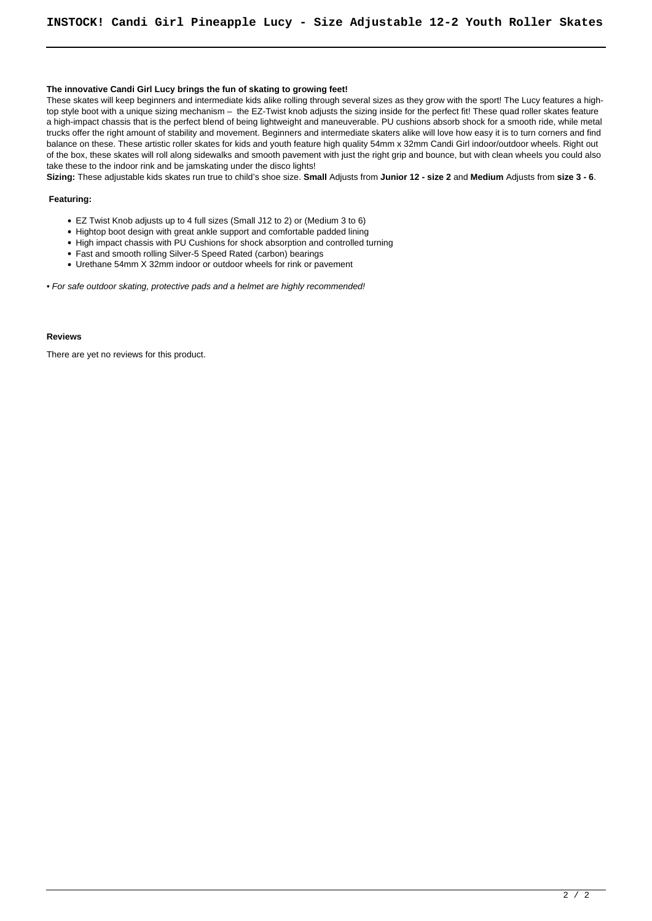**The innovative Candi Girl Lucy brings the fun of skating to growing feet!**

These skates will keep beginners and intermediate kids alike rolling through several sizes as they grow with the sport! The Lucy features a high-top style boot with a unique sizing mechanism – the EZ-Twist knob adjusts the sizing inside for the perfect fit! These quad roller skates feature a high-impact chassis that is the perfect blend of being lightweight and maneuverable. PU cushions absorb shock for a smooth ride, while metal trucks offer the right amount of stability and movement. Beginners and intermediate skaters alike will love how easy it is to turn corners and find balance on these. These artistic roller skates for kids and youth feature high quality 54mm x 32mm Candi Girl indoor/outdoor wheels. Right out of the box, these skates will roll along sidewalks and smooth pavement with just the right grip and bounce, but with clean wheels you could also take these to the indoor rink and be jamskating under the disco lights!

**Sizing:** These adjustable kids skates run true to child's shoe size. **Small** Adjusts from **Junior 12 - size 2** and **Medium** Adjusts from **size 3 - 6**.

**Featuring:**

- EZ Twist Knob adjusts up to 4 full sizes (Small J12 to 2) or (Medium 3 to 6)
- Hightop boot design with great ankle support and comfortable padded lining
- High impact chassis with PU Cushions for shock absorption and controlled turning
- Fast and smooth rolling Silver-5 Speed Rated (carbon) bearings
- Urethane 54mm X 32mm indoor or outdoor wheels for rink or pavement

• *For safe outdoor skating, protective pads and a helmet are highly recommended!*

**Reviews**

There are yet no reviews for this product.